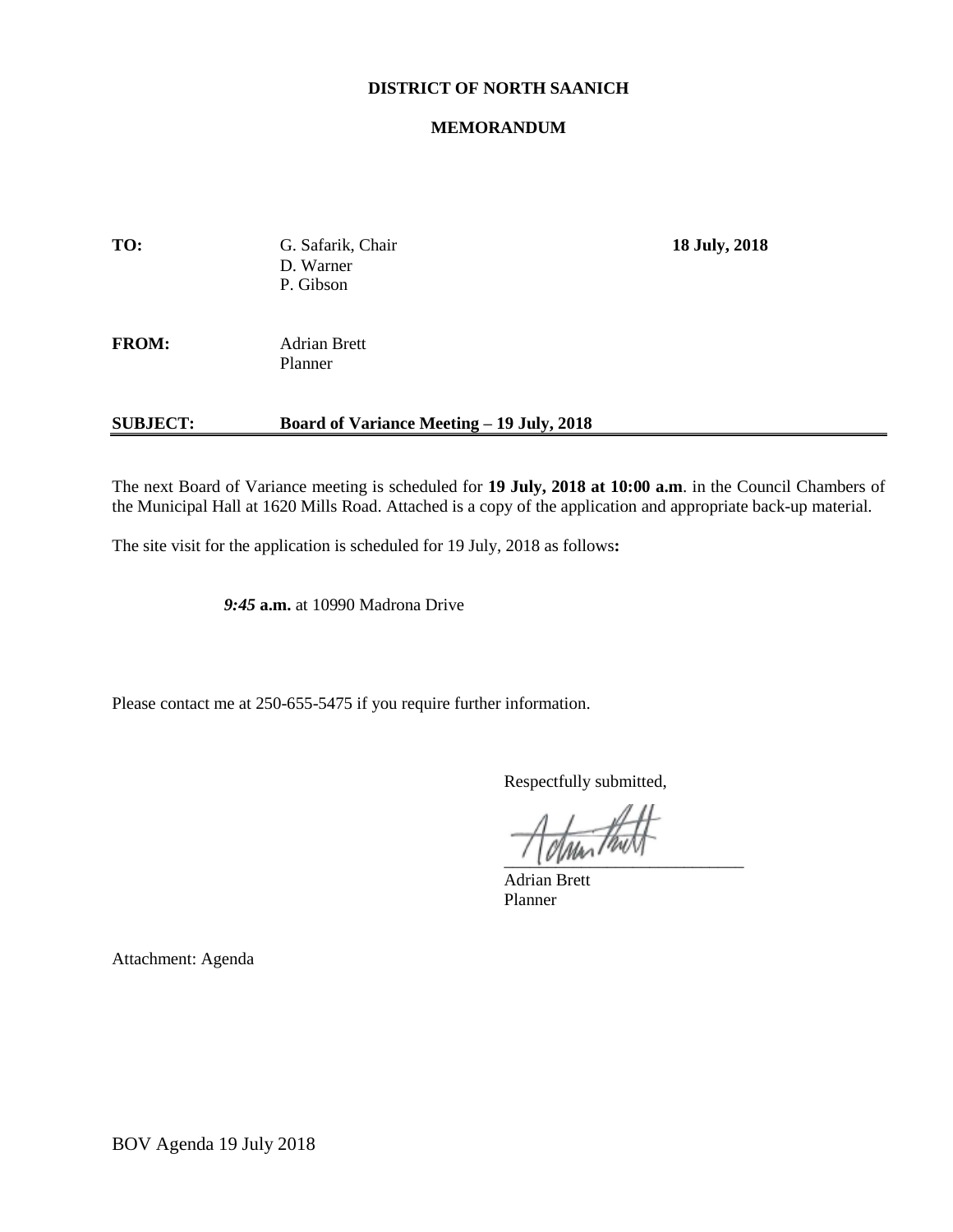**DISTRICT OF NORTH SAANICH**

**MEMORANDUM**

| | | |
|---|---|---|
| **TO:** | G. Safarik, Chair<br>D. Warner<br>P. Gibson | **18 July, 2018** |
| **FROM:** | Adrian Brett<br>Planner | |
| **SUBJECT:** | **Board of Variance Meeting – 19 July, 2018** | |

The next Board of Variance meeting is scheduled for **19 July, 2018 at 10:00 a.m**. in the Council Chambers of the Municipal Hall at 1620 Mills Road. Attached is a copy of the application and appropriate back-up material.

The site visit for the application is scheduled for 19 July, 2018 as follows**:**

***9:45*** **a.m.** at 10990 Madrona Drive

Please contact me at 250-655-5475 if you require further information.

Respectfully submitted,

Adrian Brett
Planner

Attachment: Agenda

BOV Agenda 19 July 2018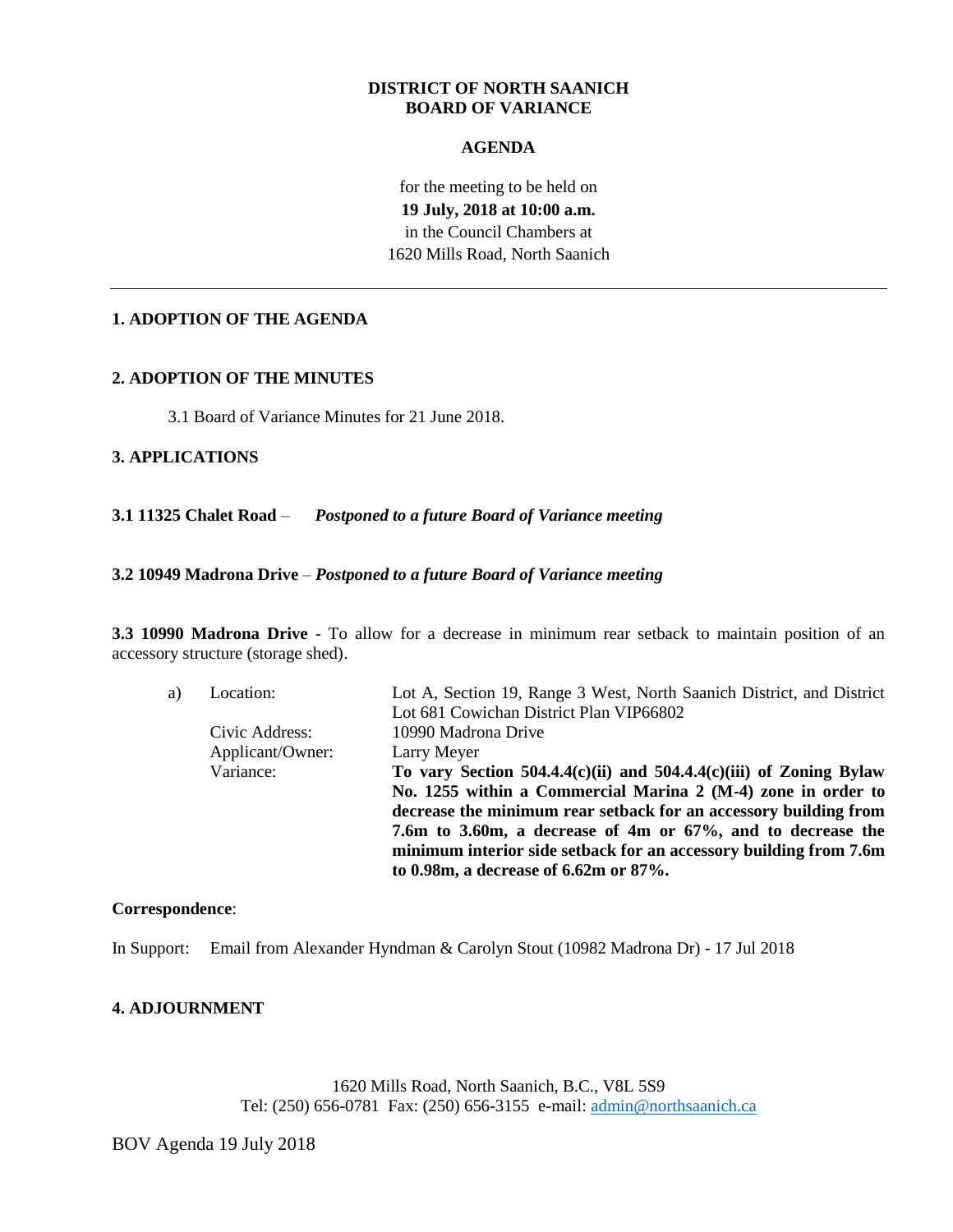**DISTRICT OF NORTH SAANICH**
**BOARD OF VARIANCE**

**AGENDA**

for the meeting to be held on
**19 July, 2018 at 10:00 a.m.**
in the Council Chambers at
1620 Mills Road, North Saanich

---

## 1. ADOPTION OF THE AGENDA

## 2. ADOPTION OF THE MINUTES

3.1 Board of Variance Minutes for 21 June 2018.

## 3. APPLICATIONS

**3.1 11325 Chalet Road** – ***Postponed to a future Board of Variance meeting***

**3.2 10949 Madrona Drive** – ***Postponed to a future Board of Variance meeting***

**3.3 10990 Madrona Drive** - To allow for a decrease in minimum rear setback to maintain position of an accessory structure (storage shed).

| | | |
|---|---|---|
| a) | Location: | Lot A, Section 19, Range 3 West, North Saanich District, and District Lot 681 Cowichan District Plan VIP66802 |
| | Civic Address: | 10990 Madrona Drive |
| | Applicant/Owner: | Larry Meyer |
| | Variance: | **To vary Section 504.4.4(c)(ii) and 504.4.4(c)(iii) of Zoning Bylaw No. 1255 within a Commercial Marina 2 (M-4) zone in order to decrease the minimum rear setback for an accessory building from 7.6m to 3.60m, a decrease of 4m or 67%, and to decrease the minimum interior side setback for an accessory building from 7.6m to 0.98m, a decrease of 6.62m or 87%.** |

**Correspondence**:

In Support: Email from Alexander Hyndman & Carolyn Stout (10982 Madrona Dr) - 17 Jul 2018

## 4. ADJOURNMENT

1620 Mills Road, North Saanich, B.C., V8L 5S9
Tel: (250) 656-0781 Fax: (250) 656-3155 e-mail: admin@northsaanich.ca